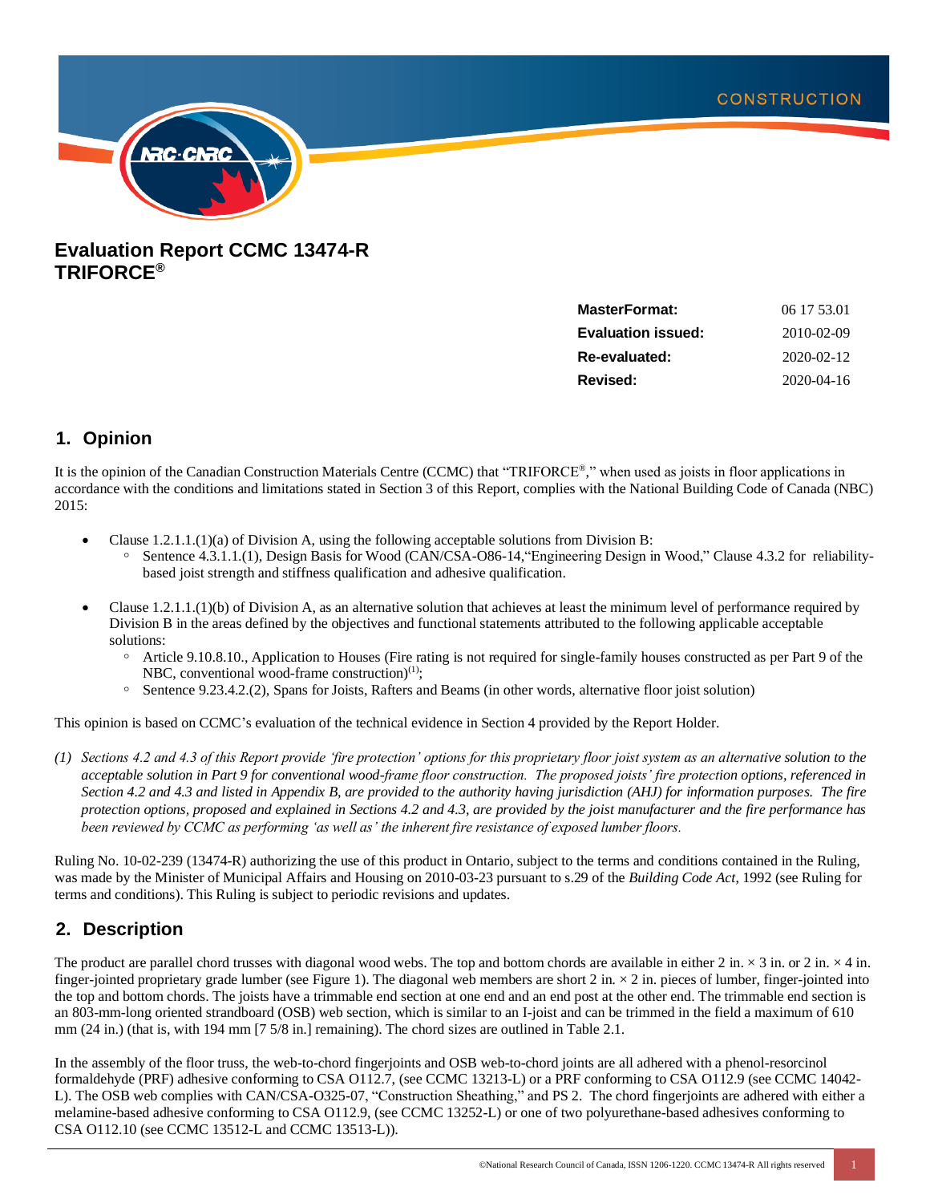# Evaluation Report CCMC 13474-R TRIFORCE®

| **MasterFormat:** | 06 17 53.01 |
|---|---|
| **Evaluation issued:** | 2010-02-09 |
| **Re-evaluated:** | 2020-02-12 |
| **Revised:** | 2020-04-16 |

## 1. Opinion

It is the opinion of the Canadian Construction Materials Centre (CCMC) that "TRIFORCE®," when used as joists in floor applications in accordance with the conditions and limitations stated in Section 3 of this Report, complies with the National Building Code of Canada (NBC) 2015:

- Clause 1.2.1.1.(1)(a) of Division A, using the following acceptable solutions from Division B:
  - Sentence 4.3.1.1.(1), Design Basis for Wood (CAN/CSA-O86-14,"Engineering Design in Wood," Clause 4.3.2 for reliability-based joist strength and stiffness qualification and adhesive qualification.
- Clause 1.2.1.1.(1)(b) of Division A, as an alternative solution that achieves at least the minimum level of performance required by Division B in the areas defined by the objectives and functional statements attributed to the following applicable acceptable solutions:
  - Article 9.10.8.10., Application to Houses (Fire rating is not required for single-family houses constructed as per Part 9 of the NBC, conventional wood-frame construction)(1);
  - Sentence 9.23.4.2.(2), Spans for Joists, Rafters and Beams (in other words, alternative floor joist solution)

This opinion is based on CCMC's evaluation of the technical evidence in Section 4 provided by the Report Holder.

*(1) Sections 4.2 and 4.3 of this Report provide 'fire protection' options for this proprietary floor joist system as an alternative solution to the acceptable solution in Part 9 for conventional wood-frame floor construction. The proposed joists' fire protection options, referenced in Section 4.2 and 4.3 and listed in Appendix B, are provided to the authority having jurisdiction (AHJ) for information purposes. The fire protection options, proposed and explained in Sections 4.2 and 4.3, are provided by the joist manufacturer and the fire performance has been reviewed by CCMC as performing 'as well as' the inherent fire resistance of exposed lumber floors.*

Ruling No. 10-02-239 (13474-R) authorizing the use of this product in Ontario, subject to the terms and conditions contained in the Ruling, was made by the Minister of Municipal Affairs and Housing on 2010-03-23 pursuant to s.29 of the *Building Code Act*, 1992 (see Ruling for terms and conditions). This Ruling is subject to periodic revisions and updates.

## 2. Description

The product are parallel chord trusses with diagonal wood webs. The top and bottom chords are available in either 2 in. × 3 in. or 2 in. × 4 in. finger-jointed proprietary grade lumber (see Figure 1). The diagonal web members are short 2 in. × 2 in. pieces of lumber, finger-jointed into the top and bottom chords. The joists have a trimmable end section at one end and an end post at the other end. The trimmable end section is an 803-mm-long oriented strandboard (OSB) web section, which is similar to an I-joist and can be trimmed in the field a maximum of 610 mm (24 in.) (that is, with 194 mm [7 5/8 in.] remaining). The chord sizes are outlined in Table 2.1.

In the assembly of the floor truss, the web-to-chord fingerjoints and OSB web-to-chord joints are all adhered with a phenol-resorcinol formaldehyde (PRF) adhesive conforming to CSA O112.7, (see CCMC 13213-L) or a PRF conforming to CSA O112.9 (see CCMC 14042-L). The OSB web complies with CAN/CSA-O325-07, "Construction Sheathing," and PS 2. The chord fingerjoints are adhered with either a melamine-based adhesive conforming to CSA O112.9, (see CCMC 13252-L) or one of two polyurethane-based adhesives conforming to CSA O112.10 (see CCMC 13512-L and CCMC 13513-L)).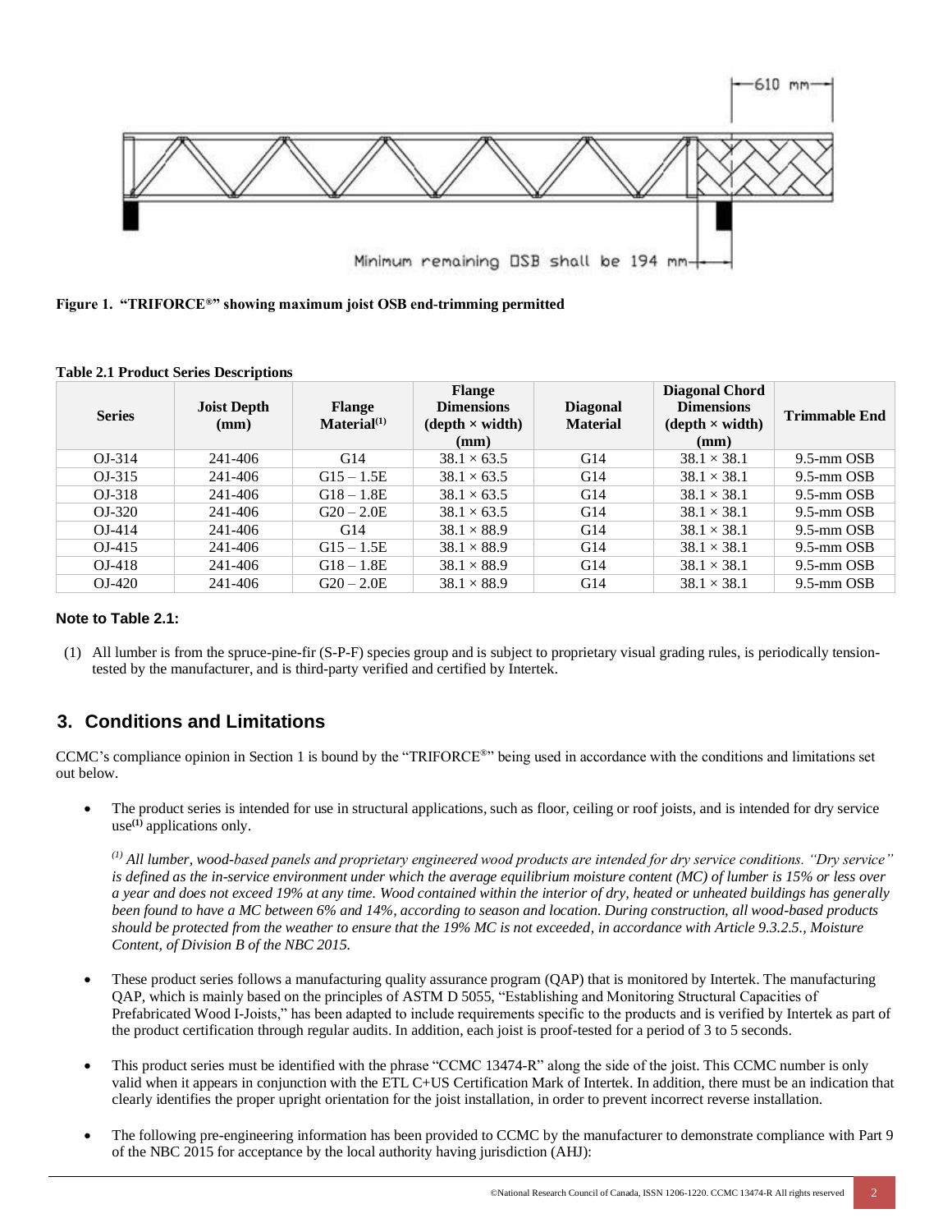610 mm

Minimum remaining OSB shall be 194 mm

**Figure 1. "TRIFORCE®" showing maximum joist OSB end-trimming permitted**

**Table 2.1 Product Series Descriptions**

| Series | Joist Depth (mm) | Flange Material(1) | Flange Dimensions (depth × width) (mm) | Diagonal Material | Diagonal Chord Dimensions (depth × width) (mm) | Trimmable End |
|---|---|---|---|---|---|---|
| OJ-314 | 241-406 | G14 | 38.1 × 63.5 | G14 | 38.1 × 38.1 | 9.5-mm OSB |
| OJ-315 | 241-406 | G15 – 1.5E | 38.1 × 63.5 | G14 | 38.1 × 38.1 | 9.5-mm OSB |
| OJ-318 | 241-406 | G18 – 1.8E | 38.1 × 63.5 | G14 | 38.1 × 38.1 | 9.5-mm OSB |
| OJ-320 | 241-406 | G20 – 2.0E | 38.1 × 63.5 | G14 | 38.1 × 38.1 | 9.5-mm OSB |
| OJ-414 | 241-406 | G14 | 38.1 × 88.9 | G14 | 38.1 × 38.1 | 9.5-mm OSB |
| OJ-415 | 241-406 | G15 – 1.5E | 38.1 × 88.9 | G14 | 38.1 × 38.1 | 9.5-mm OSB |
| OJ-418 | 241-406 | G18 – 1.8E | 38.1 × 88.9 | G14 | 38.1 × 38.1 | 9.5-mm OSB |
| OJ-420 | 241-406 | G20 – 2.0E | 38.1 × 88.9 | G14 | 38.1 × 38.1 | 9.5-mm OSB |

**Note to Table 2.1:**

(1) All lumber is from the spruce-pine-fir (S-P-F) species group and is subject to proprietary visual grading rules, is periodically tension-tested by the manufacturer, and is third-party verified and certified by Intertek.

## 3. Conditions and Limitations

CCMC's compliance opinion in Section 1 is bound by the "TRIFORCE®" being used in accordance with the conditions and limitations set out below.

- The product series is intended for use in structural applications, such as floor, ceiling or roof joists, and is intended for dry service use**(1)** applications only.

  *(1) All lumber, wood-based panels and proprietary engineered wood products are intended for dry service conditions. "Dry service" is defined as the in-service environment under which the average equilibrium moisture content (MC) of lumber is 15% or less over a year and does not exceed 19% at any time. Wood contained within the interior of dry, heated or unheated buildings has generally been found to have a MC between 6% and 14%, according to season and location. During construction, all wood-based products should be protected from the weather to ensure that the 19% MC is not exceeded, in accordance with Article 9.3.2.5., Moisture Content, of Division B of the NBC 2015.*

- These product series follows a manufacturing quality assurance program (QAP) that is monitored by Intertek. The manufacturing QAP, which is mainly based on the principles of ASTM D 5055, "Establishing and Monitoring Structural Capacities of Prefabricated Wood I-Joists," has been adapted to include requirements specific to the products and is verified by Intertek as part of the product certification through regular audits. In addition, each joist is proof-tested for a period of 3 to 5 seconds.

- This product series must be identified with the phrase "CCMC 13474-R" along the side of the joist. This CCMC number is only valid when it appears in conjunction with the ETL C+US Certification Mark of Intertek. In addition, there must be an indication that clearly identifies the proper upright orientation for the joist installation, in order to prevent incorrect reverse installation.

- The following pre-engineering information has been provided to CCMC by the manufacturer to demonstrate compliance with Part 9 of the NBC 2015 for acceptance by the local authority having jurisdiction (AHJ):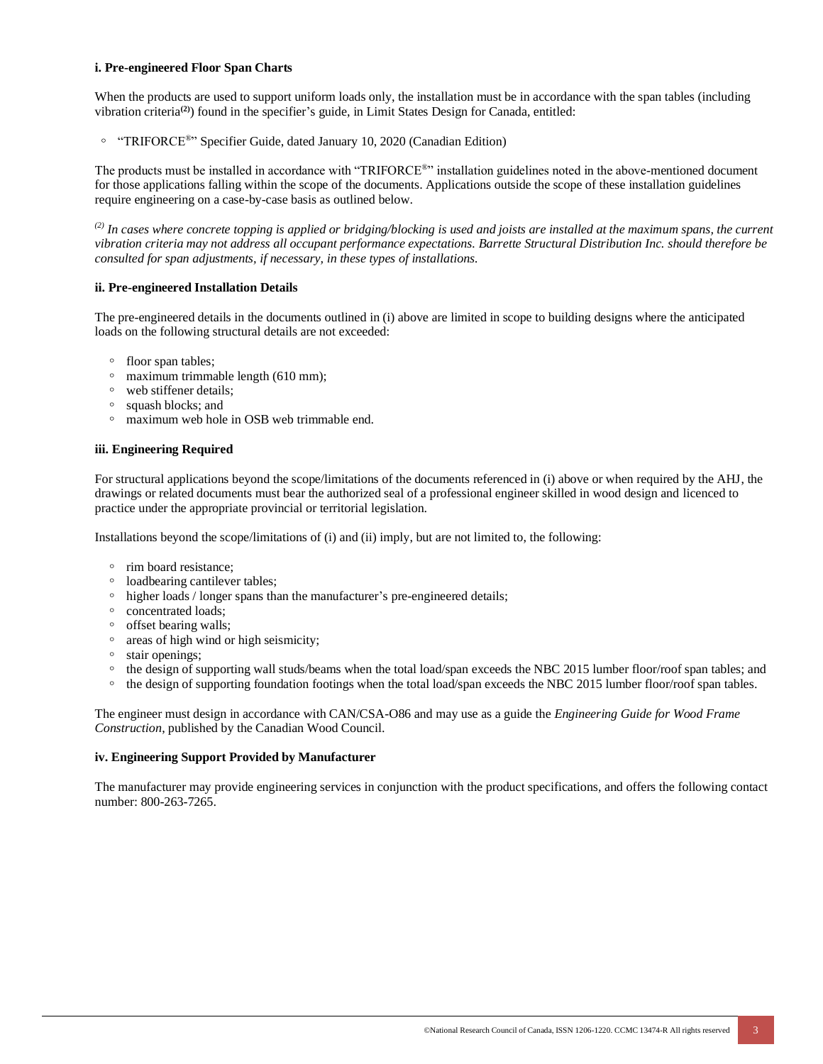#### i. Pre-engineered Floor Span Charts

When the products are used to support uniform loads only, the installation must be in accordance with the span tables (including vibration criteria[(2)]) found in the specifier's guide, in Limit States Design for Canada, entitled:

- "TRIFORCE®" Specifier Guide, dated January 10, 2020 (Canadian Edition)

The products must be installed in accordance with "TRIFORCE®" installation guidelines noted in the above-mentioned document for those applications falling within the scope of the documents. Applications outside the scope of these installation guidelines require engineering on a case-by-case basis as outlined below.

*[(2)] In cases where concrete topping is applied or bridging/blocking is used and joists are installed at the maximum spans, the current vibration criteria may not address all occupant performance expectations. Barrette Structural Distribution Inc. should therefore be consulted for span adjustments, if necessary, in these types of installations.*

#### ii. Pre-engineered Installation Details

The pre-engineered details in the documents outlined in (i) above are limited in scope to building designs where the anticipated loads on the following structural details are not exceeded:

- floor span tables;
- maximum trimmable length (610 mm);
- web stiffener details;
- squash blocks; and
- maximum web hole in OSB web trimmable end.

#### iii. Engineering Required

For structural applications beyond the scope/limitations of the documents referenced in (i) above or when required by the AHJ, the drawings or related documents must bear the authorized seal of a professional engineer skilled in wood design and licenced to practice under the appropriate provincial or territorial legislation.

Installations beyond the scope/limitations of (i) and (ii) imply, but are not limited to, the following:

- rim board resistance;
- loadbearing cantilever tables;
- higher loads / longer spans than the manufacturer's pre-engineered details;
- concentrated loads;
- offset bearing walls;
- areas of high wind or high seismicity;
- stair openings;
- the design of supporting wall studs/beams when the total load/span exceeds the NBC 2015 lumber floor/roof span tables; and
- the design of supporting foundation footings when the total load/span exceeds the NBC 2015 lumber floor/roof span tables.

The engineer must design in accordance with CAN/CSA-O86 and may use as a guide the *Engineering Guide for Wood Frame Construction*, published by the Canadian Wood Council.

#### iv. Engineering Support Provided by Manufacturer

The manufacturer may provide engineering services in conjunction with the product specifications, and offers the following contact number: 800-263-7265.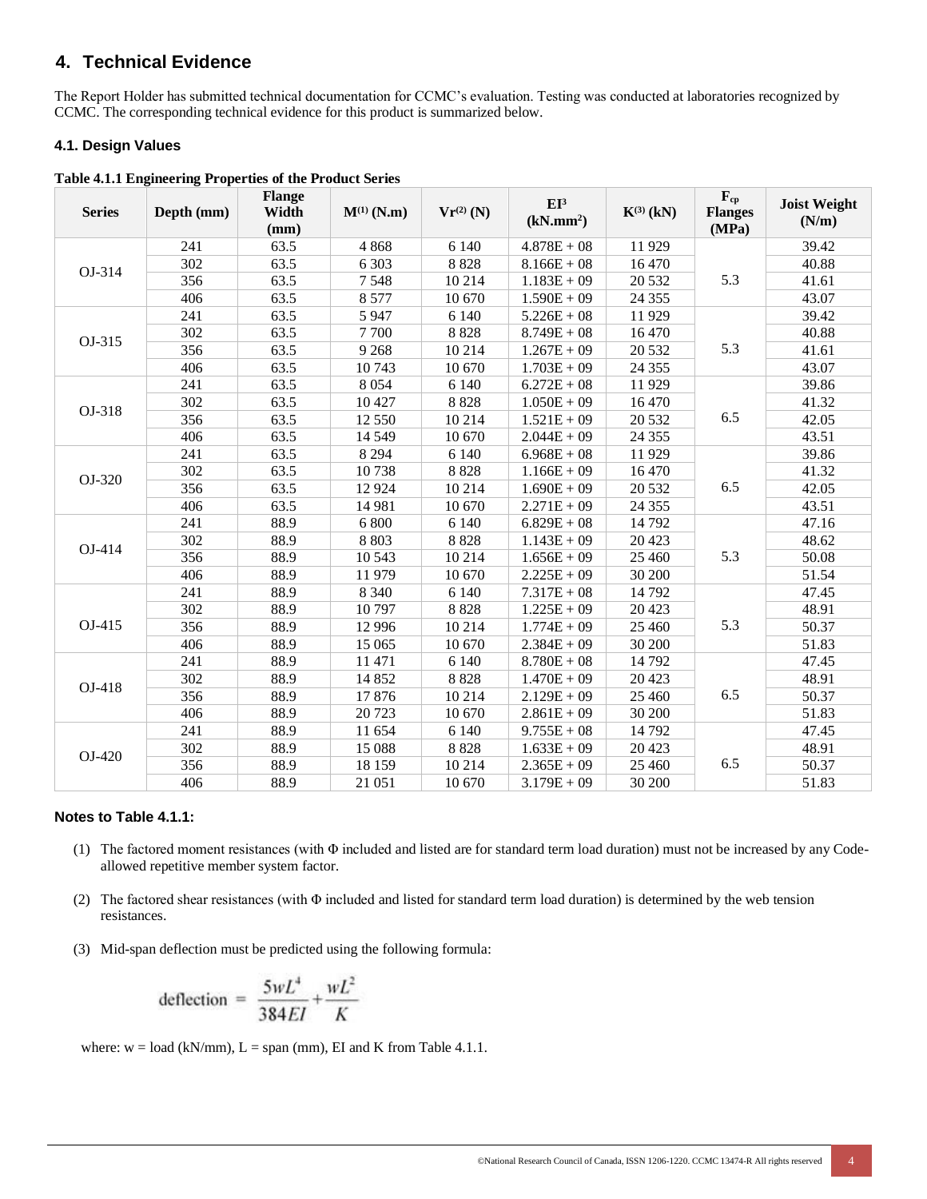## 4. Technical Evidence

The Report Holder has submitted technical documentation for CCMC's evaluation. Testing was conducted at laboratories recognized by CCMC. The corresponding technical evidence for this product is summarized below.

### 4.1. Design Values

**Table 4.1.1 Engineering Properties of the Product Series**

| Series | Depth (mm) | Flange Width (mm) | M[(1)] (N.m) | Vr[(2)] (N) | EI[3] (kN.mm$^2$) | K[(3)] (kN) | $F_{cp}$ Flanges (MPa) | Joist Weight (N/m) |
|---|---|---|---|---|---|---|---|---|
| OJ-314 | 241 | 63.5 | 4 868 | 6 140 | 4.878E + 08 | 11 929 | 5.3 | 39.42 |
| | 302 | 63.5 | 6 303 | 8 828 | 8.166E + 08 | 16 470 | | 40.88 |
| | 356 | 63.5 | 7 548 | 10 214 | 1.183E + 09 | 20 532 | | 41.61 |
| | 406 | 63.5 | 8 577 | 10 670 | 1.590E + 09 | 24 355 | | 43.07 |
| OJ-315 | 241 | 63.5 | 5 947 | 6 140 | 5.226E + 08 | 11 929 | 5.3 | 39.42 |
| | 302 | 63.5 | 7 700 | 8 828 | 8.749E + 08 | 16 470 | | 40.88 |
| | 356 | 63.5 | 9 268 | 10 214 | 1.267E + 09 | 20 532 | | 41.61 |
| | 406 | 63.5 | 10 743 | 10 670 | 1.703E + 09 | 24 355 | | 43.07 |
| OJ-318 | 241 | 63.5 | 8 054 | 6 140 | 6.272E + 08 | 11 929 | 6.5 | 39.86 |
| | 302 | 63.5 | 10 427 | 8 828 | 1.050E + 09 | 16 470 | | 41.32 |
| | 356 | 63.5 | 12 550 | 10 214 | 1.521E + 09 | 20 532 | | 42.05 |
| | 406 | 63.5 | 14 549 | 10 670 | 2.044E + 09 | 24 355 | | 43.51 |
| OJ-320 | 241 | 63.5 | 8 294 | 6 140 | 6.968E + 08 | 11 929 | 6.5 | 39.86 |
| | 302 | 63.5 | 10 738 | 8 828 | 1.166E + 09 | 16 470 | | 41.32 |
| | 356 | 63.5 | 12 924 | 10 214 | 1.690E + 09 | 20 532 | | 42.05 |
| | 406 | 63.5 | 14 981 | 10 670 | 2.271E + 09 | 24 355 | | 43.51 |
| OJ-414 | 241 | 88.9 | 6 800 | 6 140 | 6.829E + 08 | 14 792 | 5.3 | 47.16 |
| | 302 | 88.9 | 8 803 | 8 828 | 1.143E + 09 | 20 423 | | 48.62 |
| | 356 | 88.9 | 10 543 | 10 214 | 1.656E + 09 | 25 460 | | 50.08 |
| | 406 | 88.9 | 11 979 | 10 670 | 2.225E + 09 | 30 200 | | 51.54 |
| OJ-415 | 241 | 88.9 | 8 340 | 6 140 | 7.317E + 08 | 14 792 | 5.3 | 47.45 |
| | 302 | 88.9 | 10 797 | 8 828 | 1.225E + 09 | 20 423 | | 48.91 |
| | 356 | 88.9 | 12 996 | 10 214 | 1.774E + 09 | 25 460 | | 50.37 |
| | 406 | 88.9 | 15 065 | 10 670 | 2.384E + 09 | 30 200 | | 51.83 |
| OJ-418 | 241 | 88.9 | 11 471 | 6 140 | 8.780E + 08 | 14 792 | 6.5 | 47.45 |
| | 302 | 88.9 | 14 852 | 8 828 | 1.470E + 09 | 20 423 | | 48.91 |
| | 356 | 88.9 | 17 876 | 10 214 | 2.129E + 09 | 25 460 | | 50.37 |
| | 406 | 88.9 | 20 723 | 10 670 | 2.861E + 09 | 30 200 | | 51.83 |
| OJ-420 | 241 | 88.9 | 11 654 | 6 140 | 9.755E + 08 | 14 792 | 6.5 | 47.45 |
| | 302 | 88.9 | 15 088 | 8 828 | 1.633E + 09 | 20 423 | | 48.91 |
| | 356 | 88.9 | 18 159 | 10 214 | 2.365E + 09 | 25 460 | | 50.37 |
| | 406 | 88.9 | 21 051 | 10 670 | 3.179E + 09 | 30 200 | | 51.83 |

**Notes to Table 4.1.1:**

(1) The factored moment resistances (with Φ included and listed are for standard term load duration) must not be increased by any Code-allowed repetitive member system factor.

(2) The factored shear resistances (with Φ included and listed for standard term load duration) is determined by the web tension resistances.

(3) Mid-span deflection must be predicted using the following formula:

$$\text{deflection} = \frac{5wL^4}{384EI} + \frac{wL^2}{K}$$

where: w = load (kN/mm), L = span (mm), EI and K from Table 4.1.1.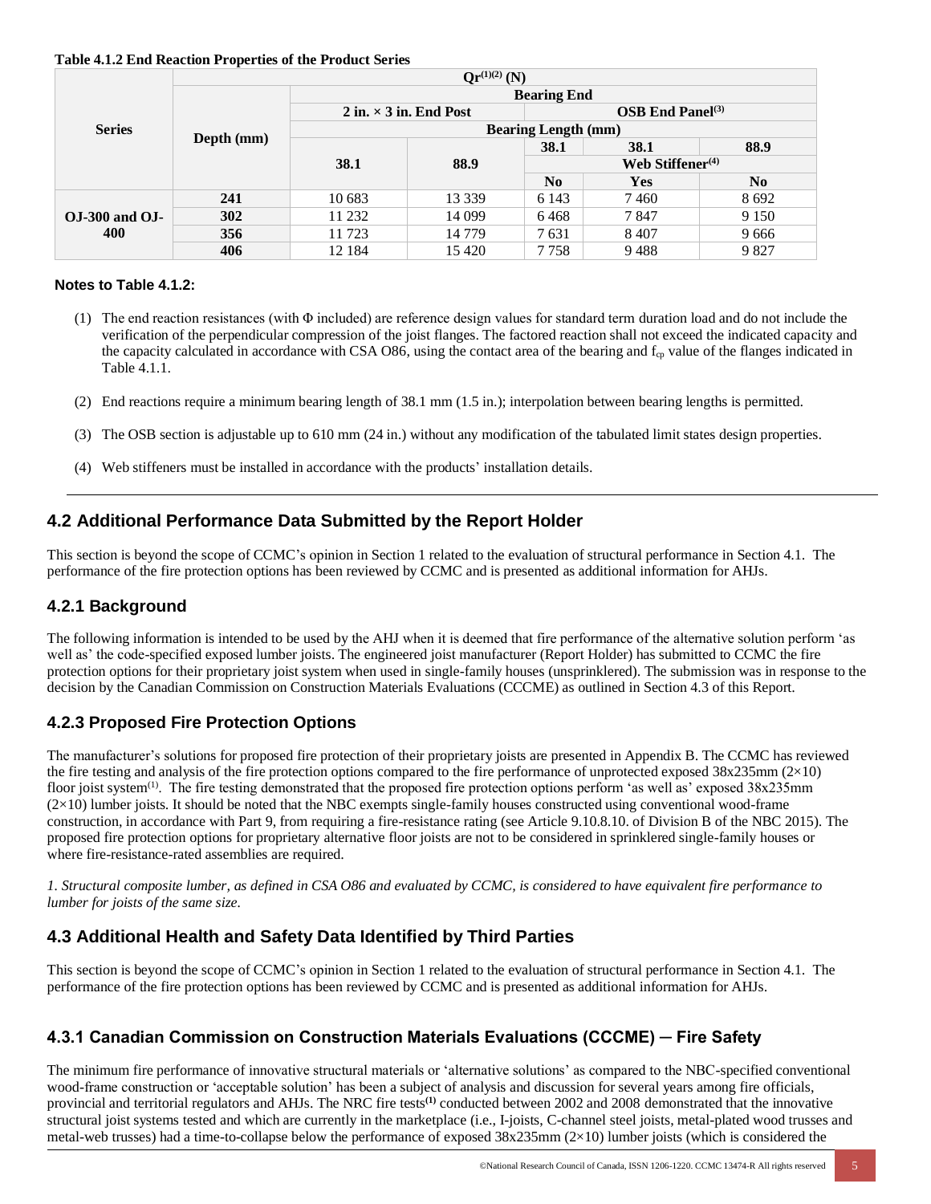**Table 4.1.2 End Reaction Properties of the Product Series**

| Series | Depth (mm) | $Qr^{(1)(2)}$ (N) | | | | |
|---|---|---|---|---|---|---|
| | | Bearing End | | | | |
| | | 2 in. × 3 in. End Post | | OSB End Panel(3) | | |
| | | Bearing Length (mm) | | | | |
| | | 38.1 | 88.9 | 38.1 | 38.1 | 88.9 |
| | | | | Web Stiffener(4) | | |
| | | | | No | Yes | No |
| OJ-300 and OJ-400 | 241 | 10 683 | 13 339 | 6 143 | 7 460 | 8 692 |
| | 302 | 11 232 | 14 099 | 6 468 | 7 847 | 9 150 |
| | 356 | 11 723 | 14 779 | 7 631 | 8 407 | 9 666 |
| | 406 | 12 184 | 15 420 | 7 758 | 9 488 | 9 827 |

**Notes to Table 4.1.2:**

(1) The end reaction resistances (with Φ included) are reference design values for standard term duration load and do not include the verification of the perpendicular compression of the joist flanges. The factored reaction shall not exceed the indicated capacity and the capacity calculated in accordance with CSA O86, using the contact area of the bearing and $f_{cp}$ value of the flanges indicated in Table 4.1.1.

(2) End reactions require a minimum bearing length of 38.1 mm (1.5 in.); interpolation between bearing lengths is permitted.

(3) The OSB section is adjustable up to 610 mm (24 in.) without any modification of the tabulated limit states design properties.

(4) Web stiffeners must be installed in accordance with the products' installation details.

## 4.2 Additional Performance Data Submitted by the Report Holder

This section is beyond the scope of CCMC's opinion in Section 1 related to the evaluation of structural performance in Section 4.1. The performance of the fire protection options has been reviewed by CCMC and is presented as additional information for AHJs.

### 4.2.1 Background

The following information is intended to be used by the AHJ when it is deemed that fire performance of the alternative solution perform 'as well as' the code-specified exposed lumber joists. The engineered joist manufacturer (Report Holder) has submitted to CCMC the fire protection options for their proprietary joist system when used in single-family houses (unsprinklered). The submission was in response to the decision by the Canadian Commission on Construction Materials Evaluations (CCCME) as outlined in Section 4.3 of this Report.

### 4.2.3 Proposed Fire Protection Options

The manufacturer's solutions for proposed fire protection of their proprietary joists are presented in Appendix B. The CCMC has reviewed the fire testing and analysis of the fire protection options compared to the fire performance of unprotected exposed 38x235mm (2×10) floor joist system[1]. The fire testing demonstrated that the proposed fire protection options perform 'as well as' exposed 38x235mm (2×10) lumber joists. It should be noted that the NBC exempts single-family houses constructed using conventional wood-frame construction, in accordance with Part 9, from requiring a fire-resistance rating (see Article 9.10.8.10. of Division B of the NBC 2015). The proposed fire protection options for proprietary alternative floor joists are not to be considered in sprinklered single-family houses or where fire-resistance-rated assemblies are required.

*1. Structural composite lumber, as defined in CSA O86 and evaluated by CCMC, is considered to have equivalent fire performance to lumber for joists of the same size.*

## 4.3 Additional Health and Safety Data Identified by Third Parties

This section is beyond the scope of CCMC's opinion in Section 1 related to the evaluation of structural performance in Section 4.1. The performance of the fire protection options has been reviewed by CCMC and is presented as additional information for AHJs.

### 4.3.1 Canadian Commission on Construction Materials Evaluations (CCCME) ─ Fire Safety

The minimum fire performance of innovative structural materials or 'alternative solutions' as compared to the NBC-specified conventional wood-frame construction or 'acceptable solution' has been a subject of analysis and discussion for several years among fire officials, provincial and territorial regulators and AHJs. The NRC fire tests[1] conducted between 2002 and 2008 demonstrated that the innovative structural joist systems tested and which are currently in the marketplace (i.e., I-joists, C-channel steel joists, metal-plated wood trusses and metal-web trusses) had a time-to-collapse below the performance of exposed 38x235mm (2×10) lumber joists (which is considered the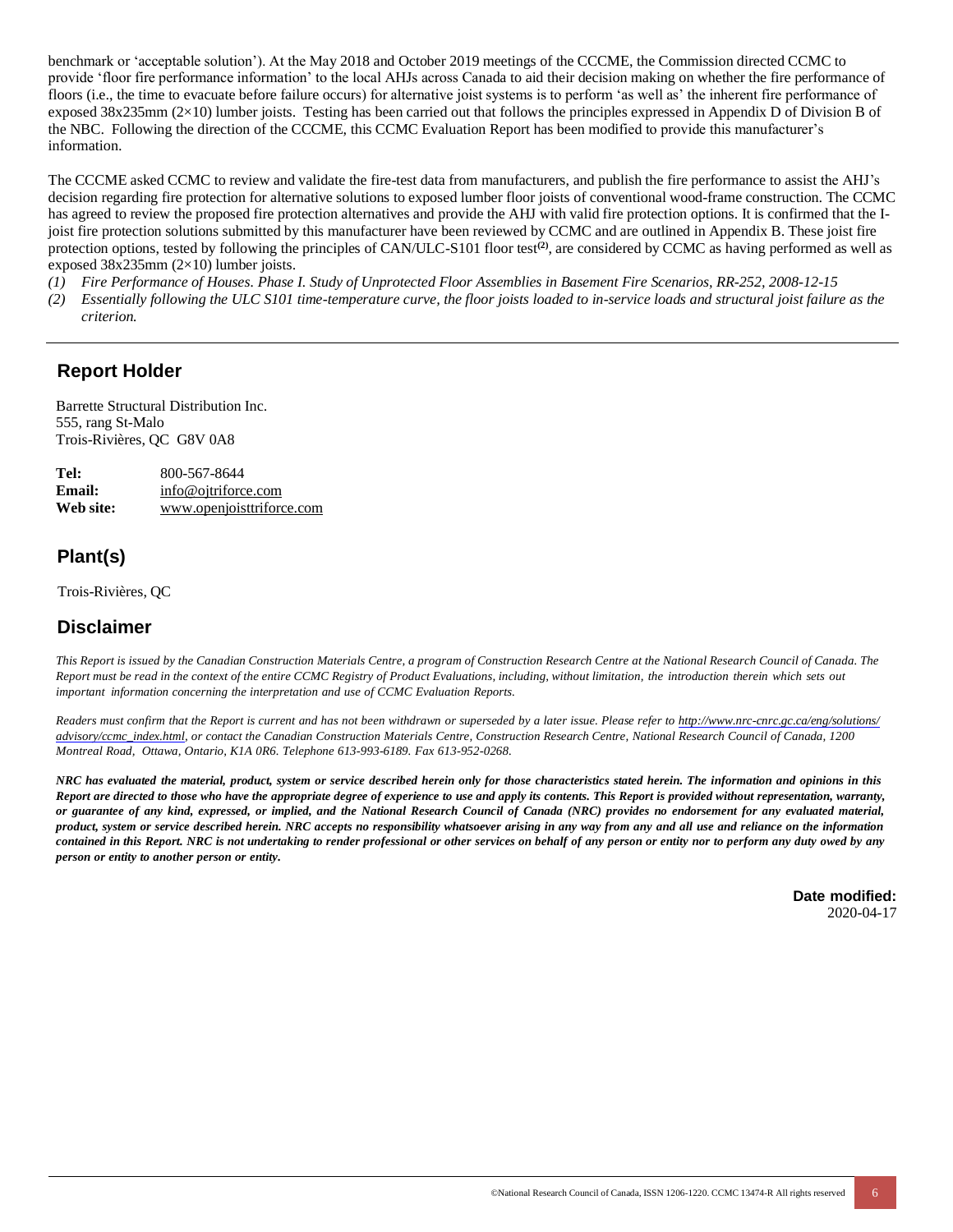benchmark or 'acceptable solution'). At the May 2018 and October 2019 meetings of the CCCME, the Commission directed CCMC to provide 'floor fire performance information' to the local AHJs across Canada to aid their decision making on whether the fire performance of floors (i.e., the time to evacuate before failure occurs) for alternative joist systems is to perform 'as well as' the inherent fire performance of exposed 38x235mm (2×10) lumber joists. Testing has been carried out that follows the principles expressed in Appendix D of Division B of the NBC. Following the direction of the CCCME, this CCMC Evaluation Report has been modified to provide this manufacturer's information.

The CCCME asked CCMC to review and validate the fire-test data from manufacturers, and publish the fire performance to assist the AHJ's decision regarding fire protection for alternative solutions to exposed lumber floor joists of conventional wood-frame construction. The CCMC has agreed to review the proposed fire protection alternatives and provide the AHJ with valid fire protection options. It is confirmed that the I-joist fire protection solutions submitted by this manufacturer have been reviewed by CCMC and are outlined in Appendix B. These joist fire protection options, tested by following the principles of CAN/ULC-S101 floor test[(2)], are considered by CCMC as having performed as well as exposed 38x235mm (2×10) lumber joists.

*(1) Fire Performance of Houses. Phase I. Study of Unprotected Floor Assemblies in Basement Fire Scenarios, RR-252, 2008-12-15*

*(2) Essentially following the ULC S101 time-temperature curve, the floor joists loaded to in-service loads and structural joist failure as the criterion.*

---

## Report Holder

Barrette Structural Distribution Inc.
555, rang St-Malo
Trois-Rivières, QC G8V 0A8

| | |
|---|---|
| **Tel:** | 800-567-8644 |
| **Email:** | info@ojtriforce.com |
| **Web site:** | www.openjoisttriforce.com |

## Plant(s)

Trois-Rivières, QC

## Disclaimer

*This Report is issued by the Canadian Construction Materials Centre, a program of Construction Research Centre at the National Research Council of Canada. The Report must be read in the context of the entire CCMC Registry of Product Evaluations, including, without limitation, the introduction therein which sets out important information concerning the interpretation and use of CCMC Evaluation Reports.*

*Readers must confirm that the Report is current and has not been withdrawn or superseded by a later issue. Please refer to http://www.nrc-cnrc.gc.ca/eng/solutions/advisory/ccmc_index.html, or contact the Canadian Construction Materials Centre, Construction Research Centre, National Research Council of Canada, 1200 Montreal Road, Ottawa, Ontario, K1A 0R6. Telephone 613-993-6189. Fax 613-952-0268.*

***NRC has evaluated the material, product, system or service described herein only for those characteristics stated herein. The information and opinions in this Report are directed to those who have the appropriate degree of experience to use and apply its contents. This Report is provided without representation, warranty, or guarantee of any kind, expressed, or implied, and the National Research Council of Canada (NRC) provides no endorsement for any evaluated material, product, system or service described herein. NRC accepts no responsibility whatsoever arising in any way from any and all use and reliance on the information contained in this Report. NRC is not undertaking to render professional or other services on behalf of any person or entity nor to perform any duty owed by any person or entity to another person or entity.***

**Date modified:**
2020-04-17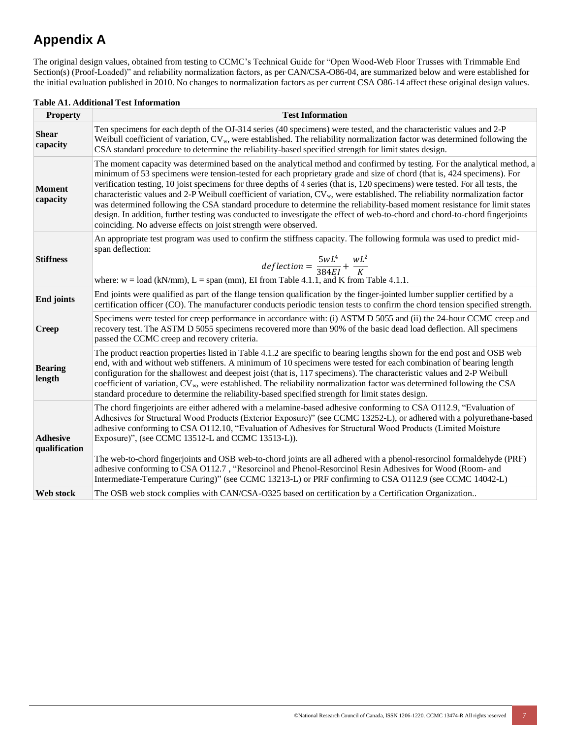# Appendix A

The original design values, obtained from testing to CCMC's Technical Guide for "Open Wood-Web Floor Trusses with Trimmable End Section(s) (Proof-Loaded)" and reliability normalization factors, as per CAN/CSA-O86-04, are summarized below and were established for the initial evaluation published in 2010. No changes to normalization factors as per current CSA O86-14 affect these original design values.

**Table A1. Additional Test Information**

| Property | Test Information |
|---|---|
| **Shear capacity** | Ten specimens for each depth of the OJ-314 series (40 specimens) were tested, and the characteristic values and 2-P Weibull coefficient of variation, $CV_w$, were established. The reliability normalization factor was determined following the CSA standard procedure to determine the reliability-based specified strength for limit states design. |
| **Moment capacity** | The moment capacity was determined based on the analytical method and confirmed by testing. For the analytical method, a minimum of 53 specimens were tension-tested for each proprietary grade and size of chord (that is, 424 specimens). For verification testing, 10 joist specimens for three depths of 4 series (that is, 120 specimens) were tested. For all tests, the characteristic values and 2-P Weibull coefficient of variation, $CV_w$, were established. The reliability normalization factor was determined following the CSA standard procedure to determine the reliability-based moment resistance for limit states design. In addition, further testing was conducted to investigate the effect of web-to-chord and chord-to-chord fingerjoints coinciding. No adverse effects on joist strength were observed. |
| **Stiffness** | An appropriate test program was used to confirm the stiffness capacity. The following formula was used to predict mid-span deflection: $$deflection = \frac{5wL^4}{384EI} + \frac{wL^2}{K}$$ where: w = load (kN/mm), L = span (mm), EI from Table 4.1.1, and K from Table 4.1.1. |
| **End joints** | End joints were qualified as part of the flange tension qualification by the finger-jointed lumber supplier certified by a certification officer (CO). The manufacturer conducts periodic tension tests to confirm the chord tension specified strength. |
| **Creep** | Specimens were tested for creep performance in accordance with: (i) ASTM D 5055 and (ii) the 24-hour CCMC creep and recovery test. The ASTM D 5055 specimens recovered more than 90% of the basic dead load deflection. All specimens passed the CCMC creep and recovery criteria. |
| **Bearing length** | The product reaction properties listed in Table 4.1.2 are specific to bearing lengths shown for the end post and OSB web end, with and without web stiffeners. A minimum of 10 specimens were tested for each combination of bearing length configuration for the shallowest and deepest joist (that is, 117 specimens). The characteristic values and 2-P Weibull coefficient of variation, $CV_w$, were established. The reliability normalization factor was determined following the CSA standard procedure to determine the reliability-based specified strength for limit states design. |
| **Adhesive qualification** | The chord fingerjoints are either adhered with a melamine-based adhesive conforming to CSA O112.9, "Evaluation of Adhesives for Structural Wood Products (Exterior Exposure)" (see CCMC 13252-L), or adhered with a polyurethane-based adhesive conforming to CSA O112.10, "Evaluation of Adhesives for Structural Wood Products (Limited Moisture Exposure)", (see CCMC 13512-L and CCMC 13513-L)).<br><br>The web-to-chord fingerjoints and OSB web-to-chord joints are all adhered with a phenol-resorcinol formaldehyde (PRF) adhesive conforming to CSA O112.7 , "Resorcinol and Phenol-Resorcinol Resin Adhesives for Wood (Room- and Intermediate-Temperature Curing)" (see CCMC 13213-L) or PRF confirming to CSA O112.9 (see CCMC 14042-L) |
| **Web stock** | The OSB web stock complies with CAN/CSA-O325 based on certification by a Certification Organization.. |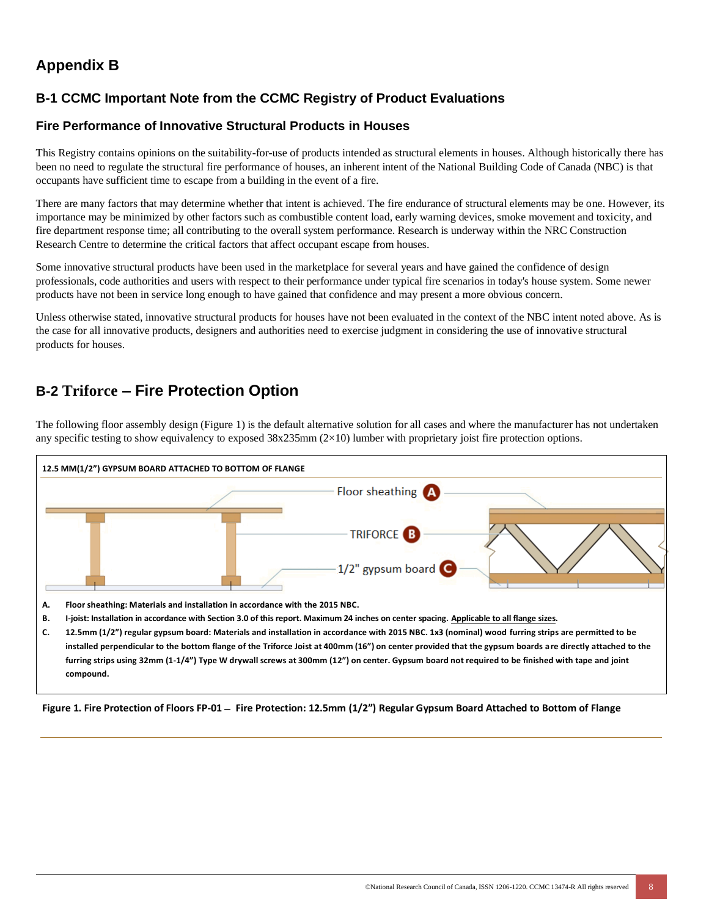# Appendix B

## B-1 CCMC Important Note from the CCMC Registry of Product Evaluations

### Fire Performance of Innovative Structural Products in Houses

This Registry contains opinions on the suitability-for-use of products intended as structural elements in houses. Although historically there has been no need to regulate the structural fire performance of houses, an inherent intent of the National Building Code of Canada (NBC) is that occupants have sufficient time to escape from a building in the event of a fire.

There are many factors that may determine whether that intent is achieved. The fire endurance of structural elements may be one. However, its importance may be minimized by other factors such as combustible content load, early warning devices, smoke movement and toxicity, and fire department response time; all contributing to the overall system performance. Research is underway within the NRC Construction Research Centre to determine the critical factors that affect occupant escape from houses.

Some innovative structural products have been used in the marketplace for several years and have gained the confidence of design professionals, code authorities and users with respect to their performance under typical fire scenarios in today's house system. Some newer products have not been in service long enough to have gained that confidence and may present a more obvious concern.

Unless otherwise stated, innovative structural products for houses have not been evaluated in the context of the NBC intent noted above. As is the case for all innovative products, designers and authorities need to exercise judgment in considering the use of innovative structural products for houses.

## B-2 Triforce – Fire Protection Option

The following floor assembly design (Figure 1) is the default alternative solution for all cases and where the manufacturer has not undertaken any specific testing to show equivalency to exposed 38x235mm (2×10) lumber with proprietary joist fire protection options.

**12.5 MM(1/2") GYPSUM BOARD ATTACHED TO BOTTOM OF FLANGE**

Floor sheathing **A**

TRIFORCE **B**

1/2" gypsum board **C**

**A. Floor sheathing: Materials and installation in accordance with the 2015 NBC.**

**B. I-joist: Installation in accordance with Section 3.0 of this report. Maximum 24 inches on center spacing. Applicable to all flange sizes.**

**C. 12.5mm (1/2") regular gypsum board: Materials and installation in accordance with 2015 NBC. 1x3 (nominal) wood furring strips are permitted to be installed perpendicular to the bottom flange of the Triforce Joist at 400mm (16") on center provided that the gypsum boards are directly attached to the furring strips using 32mm (1-1/4") Type W drywall screws at 300mm (12") on center. Gypsum board not required to be finished with tape and joint compound.**

**Figure 1. Fire Protection of Floors FP-01 – Fire Protection: 12.5mm (1/2") Regular Gypsum Board Attached to Bottom of Flange**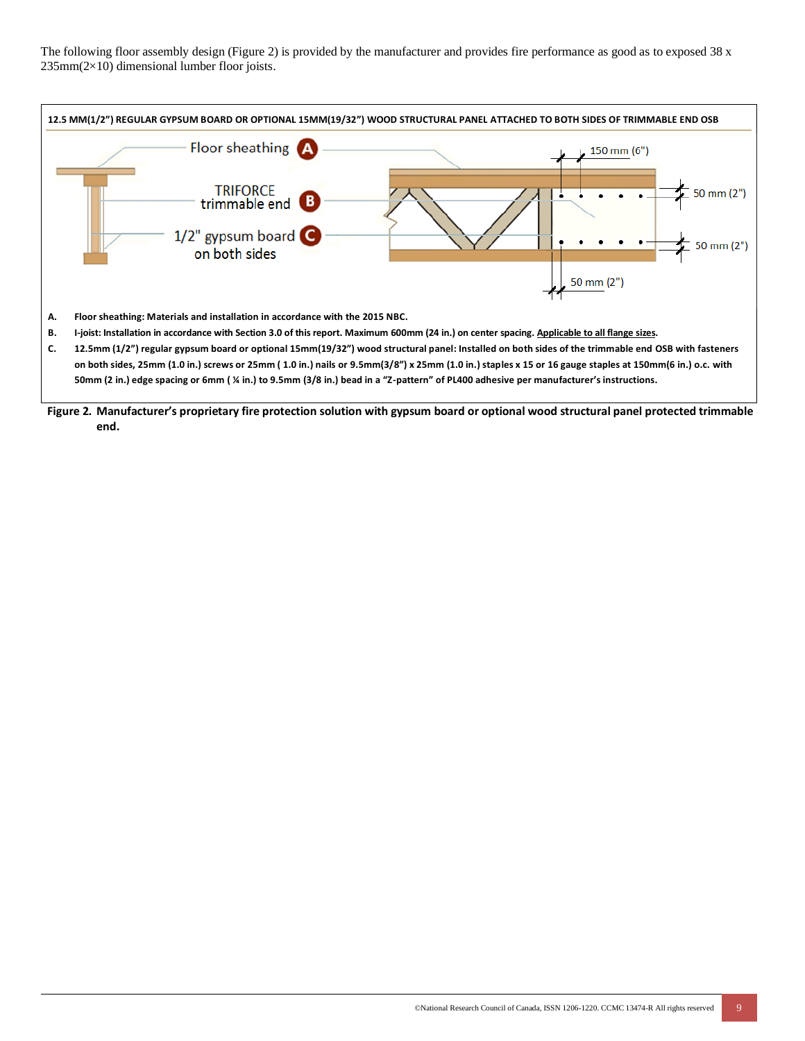The following floor assembly design (Figure 2) is provided by the manufacturer and provides fire performance as good as to exposed 38 x 235mm(2×10) dimensional lumber floor joists.

**12.5 MM(1/2") REGULAR GYPSUM BOARD OR OPTIONAL 15MM(19/32") WOOD STRUCTURAL PANEL ATTACHED TO BOTH SIDES OF TRIMMABLE END OSB**

Floor sheathing A

TRIFORCE trimmable end B

1/2" gypsum board on both sides C

150 mm (6")

50 mm (2")

50 mm (2")

50 mm (2")

**A. Floor sheathing: Materials and installation in accordance with the 2015 NBC.**

**B. I-joist: Installation in accordance with Section 3.0 of this report. Maximum 600mm (24 in.) on center spacing. Applicable to all flange sizes.**

**C. 12.5mm (1/2") regular gypsum board or optional 15mm(19/32") wood structural panel: Installed on both sides of the trimmable end OSB with fasteners on both sides, 25mm (1.0 in.) screws or 25mm ( 1.0 in.) nails or 9.5mm(3/8") x 25mm (1.0 in.) staples x 15 or 16 gauge staples at 150mm(6 in.) o.c. with 50mm (2 in.) edge spacing or 6mm ( ¼ in.) to 9.5mm (3/8 in.) bead in a "Z-pattern" of PL400 adhesive per manufacturer's instructions.**

**Figure 2. Manufacturer's proprietary fire protection solution with gypsum board or optional wood structural panel protected trimmable end.**